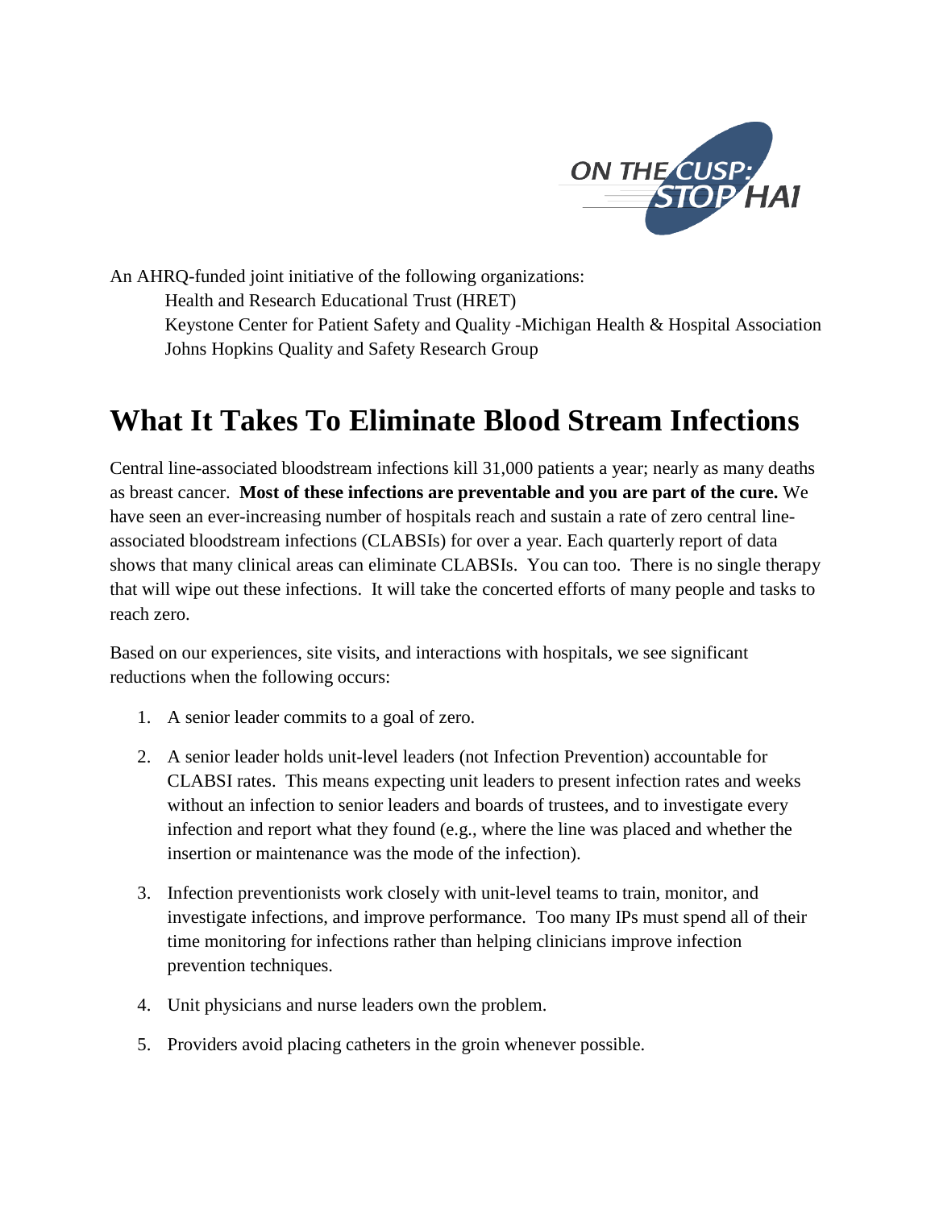ON THE CUSP: STOP HAI

An AHRQ-funded joint initiative of the following organizations:

Health and Research Educational Trust (HRET)
Keystone Center for Patient Safety and Quality -Michigan Health & Hospital Association
Johns Hopkins Quality and Safety Research Group

# What It Takes To Eliminate Blood Stream Infections

Central line-associated bloodstream infections kill 31,000 patients a year; nearly as many deaths as breast cancer. **Most of these infections are preventable and you are part of the cure.** We have seen an ever-increasing number of hospitals reach and sustain a rate of zero central line-associated bloodstream infections (CLABSIs) for over a year. Each quarterly report of data shows that many clinical areas can eliminate CLABSIs. You can too. There is no single therapy that will wipe out these infections. It will take the concerted efforts of many people and tasks to reach zero.

Based on our experiences, site visits, and interactions with hospitals, we see significant reductions when the following occurs:

1. A senior leader commits to a goal of zero.
2. A senior leader holds unit-level leaders (not Infection Prevention) accountable for CLABSI rates. This means expecting unit leaders to present infection rates and weeks without an infection to senior leaders and boards of trustees, and to investigate every infection and report what they found (e.g., where the line was placed and whether the insertion or maintenance was the mode of the infection).
3. Infection preventionists work closely with unit-level teams to train, monitor, and investigate infections, and improve performance. Too many IPs must spend all of their time monitoring for infections rather than helping clinicians improve infection prevention techniques.
4. Unit physicians and nurse leaders own the problem.
5. Providers avoid placing catheters in the groin whenever possible.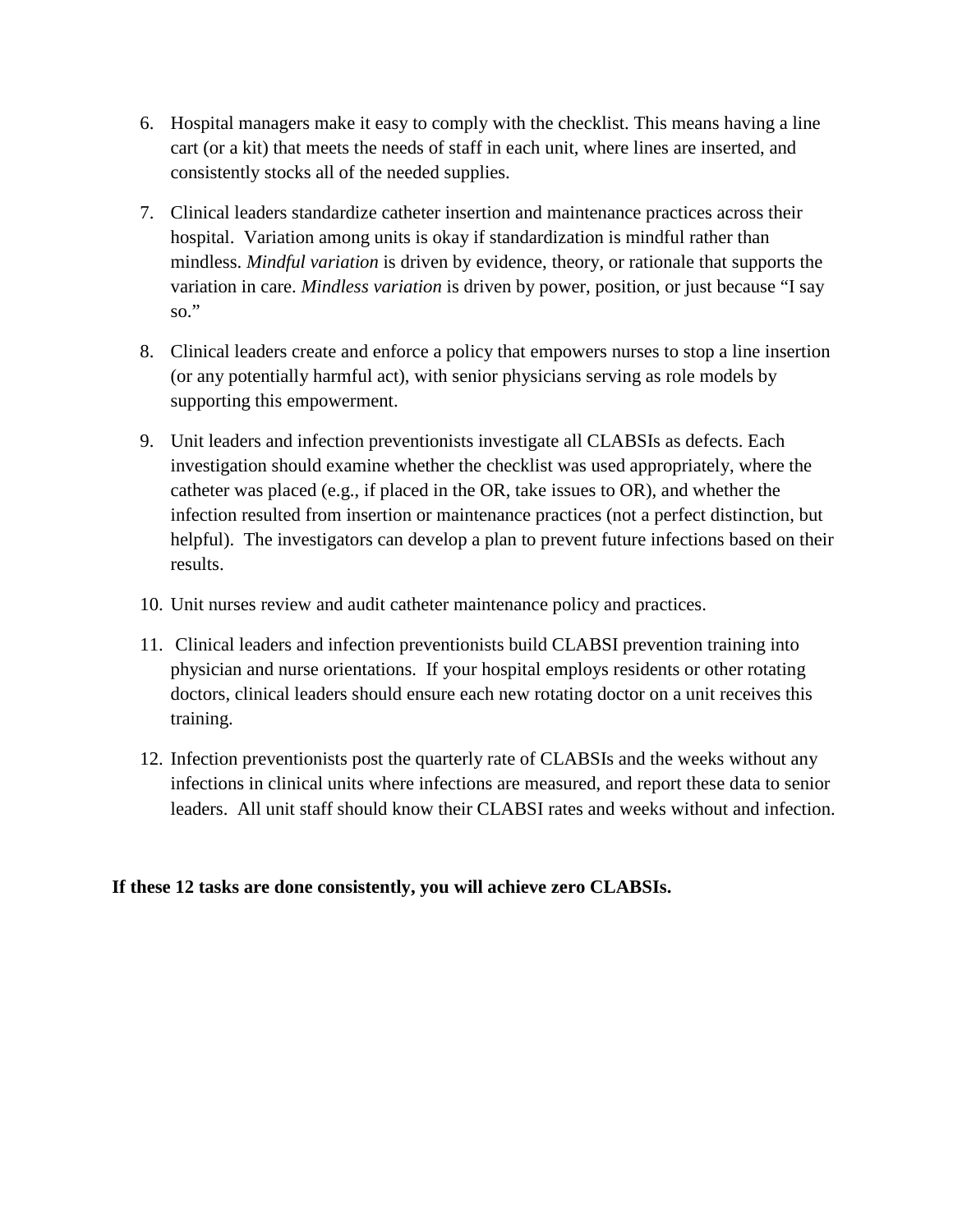6. Hospital managers make it easy to comply with the checklist. This means having a line cart (or a kit) that meets the needs of staff in each unit, where lines are inserted, and consistently stocks all of the needed supplies.

7. Clinical leaders standardize catheter insertion and maintenance practices across their hospital. Variation among units is okay if standardization is mindful rather than mindless. *Mindful variation* is driven by evidence, theory, or rationale that supports the variation in care. *Mindless variation* is driven by power, position, or just because "I say so."

8. Clinical leaders create and enforce a policy that empowers nurses to stop a line insertion (or any potentially harmful act), with senior physicians serving as role models by supporting this empowerment.

9. Unit leaders and infection preventionists investigate all CLABSIs as defects. Each investigation should examine whether the checklist was used appropriately, where the catheter was placed (e.g., if placed in the OR, take issues to OR), and whether the infection resulted from insertion or maintenance practices (not a perfect distinction, but helpful). The investigators can develop a plan to prevent future infections based on their results.

10. Unit nurses review and audit catheter maintenance policy and practices.

11. Clinical leaders and infection preventionists build CLABSI prevention training into physician and nurse orientations. If your hospital employs residents or other rotating doctors, clinical leaders should ensure each new rotating doctor on a unit receives this training.

12. Infection preventionists post the quarterly rate of CLABSIs and the weeks without any infections in clinical units where infections are measured, and report these data to senior leaders. All unit staff should know their CLABSI rates and weeks without and infection.

**If these 12 tasks are done consistently, you will achieve zero CLABSIs.**